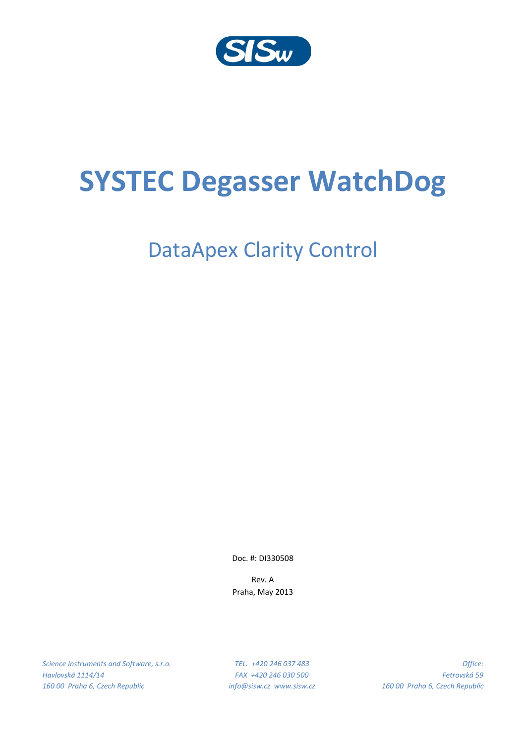# SYSTEC Degasser WatchDog

## DataApex Clarity Control

Doc. #: DI330508

Rev. A

Praha, May 2013

*Science Instruments and Software, s.r.o.*
*Havlovská 1114/14*
*160 00 Praha 6, Czech Republic*

*TEL. +420 246 037 483*
*FAX +420 246 030 500*
*info@sisw.cz www.sisw.cz*

*Office:*
*Fetrovská 59*
*160 00 Praha 6, Czech Republic*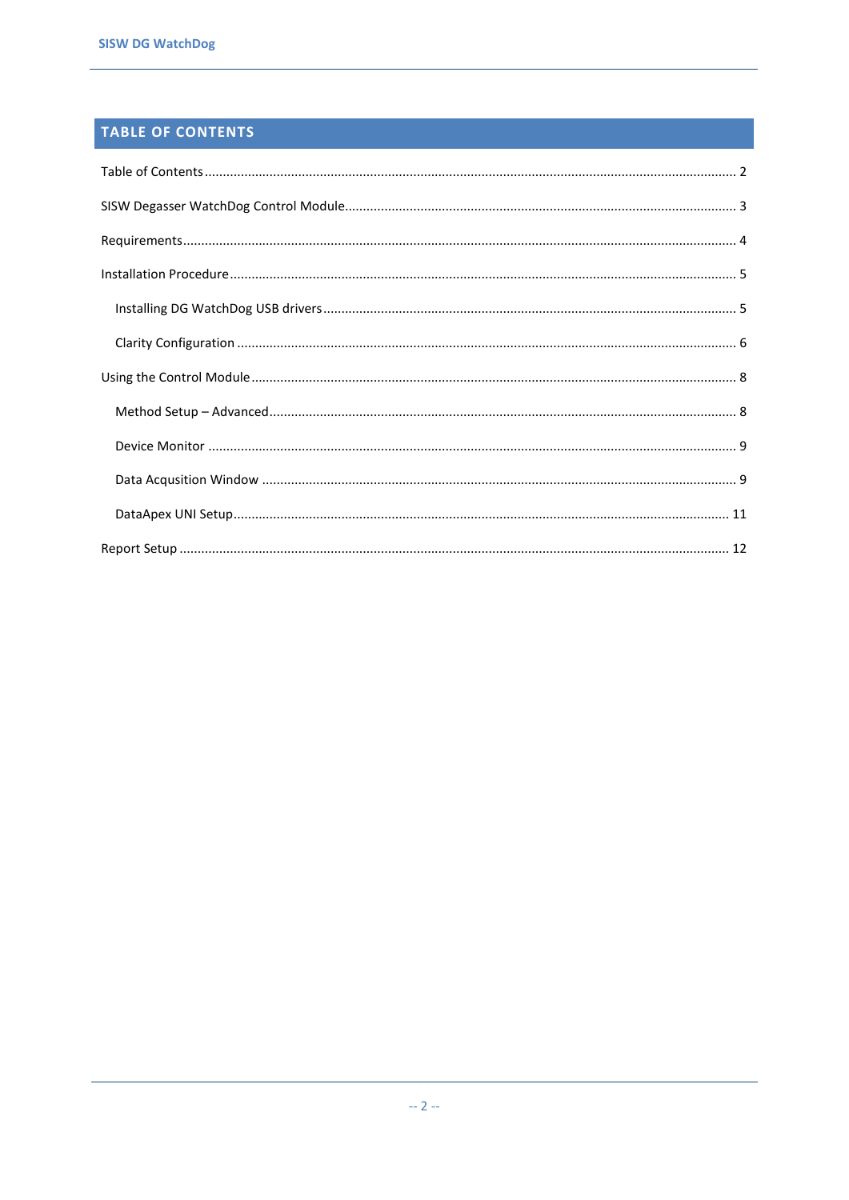## TABLE OF CONTENTS

Table of Contents ........................................................................................................................................ 2

SISW Degasser WatchDog Control Module................................................................................................ 3

Requirements............................................................................................................................................... 4

Installation Procedure .................................................................................................................................. 5

   Installing DG WatchDog USB drivers ..................................................................................................... 5

   Clarity Configuration ............................................................................................................................... 6

Using the Control Module ............................................................................................................................ 8

   Method Setup – Advanced....................................................................................................................... 8

   Device Monitor ........................................................................................................................................ 9

   Data Acqusition Window ........................................................................................................................ 9

   DataApex UNI Setup............................................................................................................................... 11

Report Setup ............................................................................................................................................... 12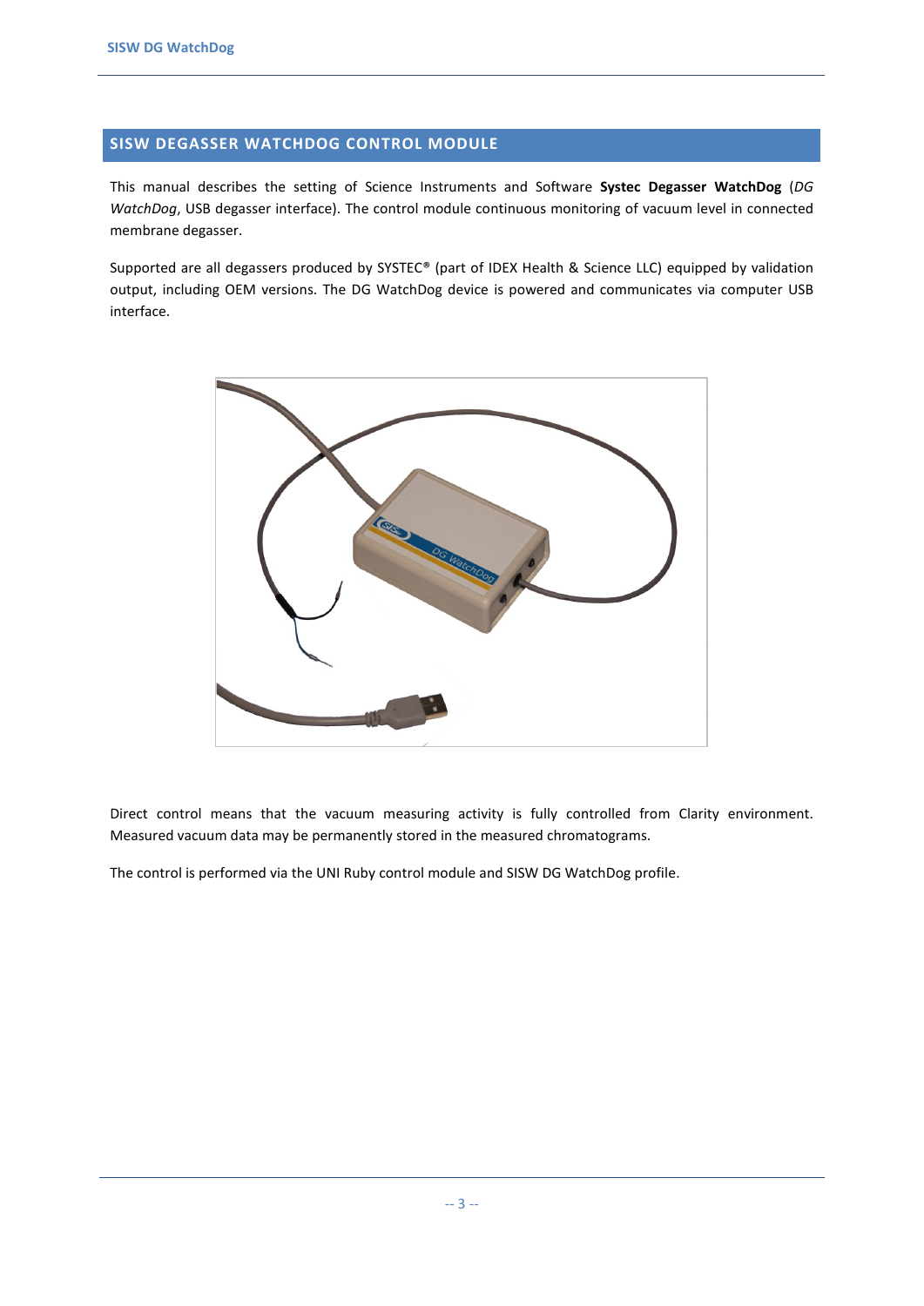# SISW DEGASSER WATCHDOG CONTROL MODULE

This manual describes the setting of Science Instruments and Software **Systec Degasser WatchDog** (*DG WatchDog*, USB degasser interface). The control module continuous monitoring of vacuum level in connected membrane degasser.

Supported are all degassers produced by SYSTEC® (part of IDEX Health & Science LLC) equipped by validation output, including OEM versions. The DG WatchDog device is powered and communicates via computer USB interface.

Direct control means that the vacuum measuring activity is fully controlled from Clarity environment. Measured vacuum data may be permanently stored in the measured chromatograms.

The control is performed via the UNI Ruby control module and SISW DG WatchDog profile.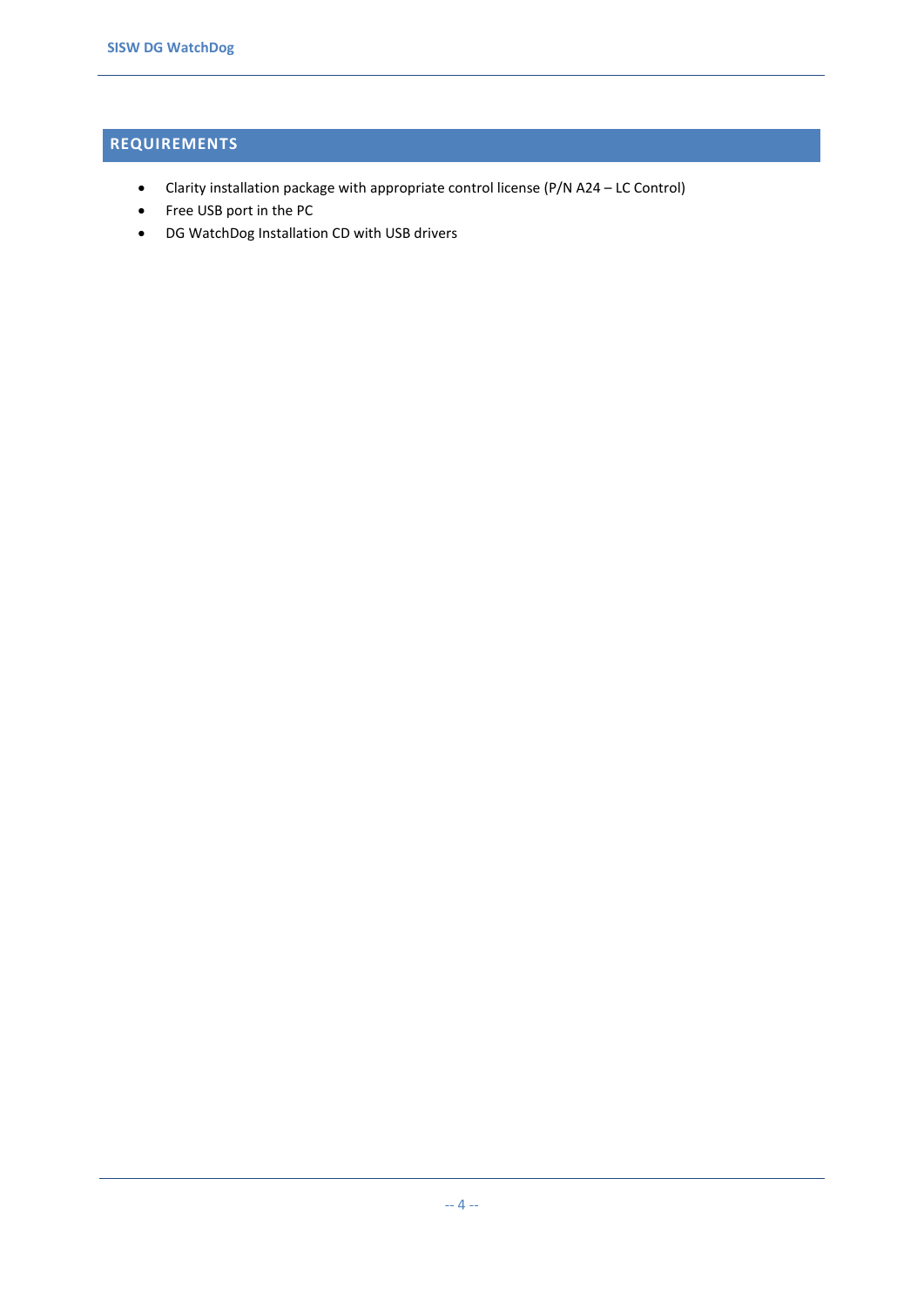## REQUIREMENTS

- Clarity installation package with appropriate control license (P/N A24 – LC Control)
- Free USB port in the PC
- DG WatchDog Installation CD with USB drivers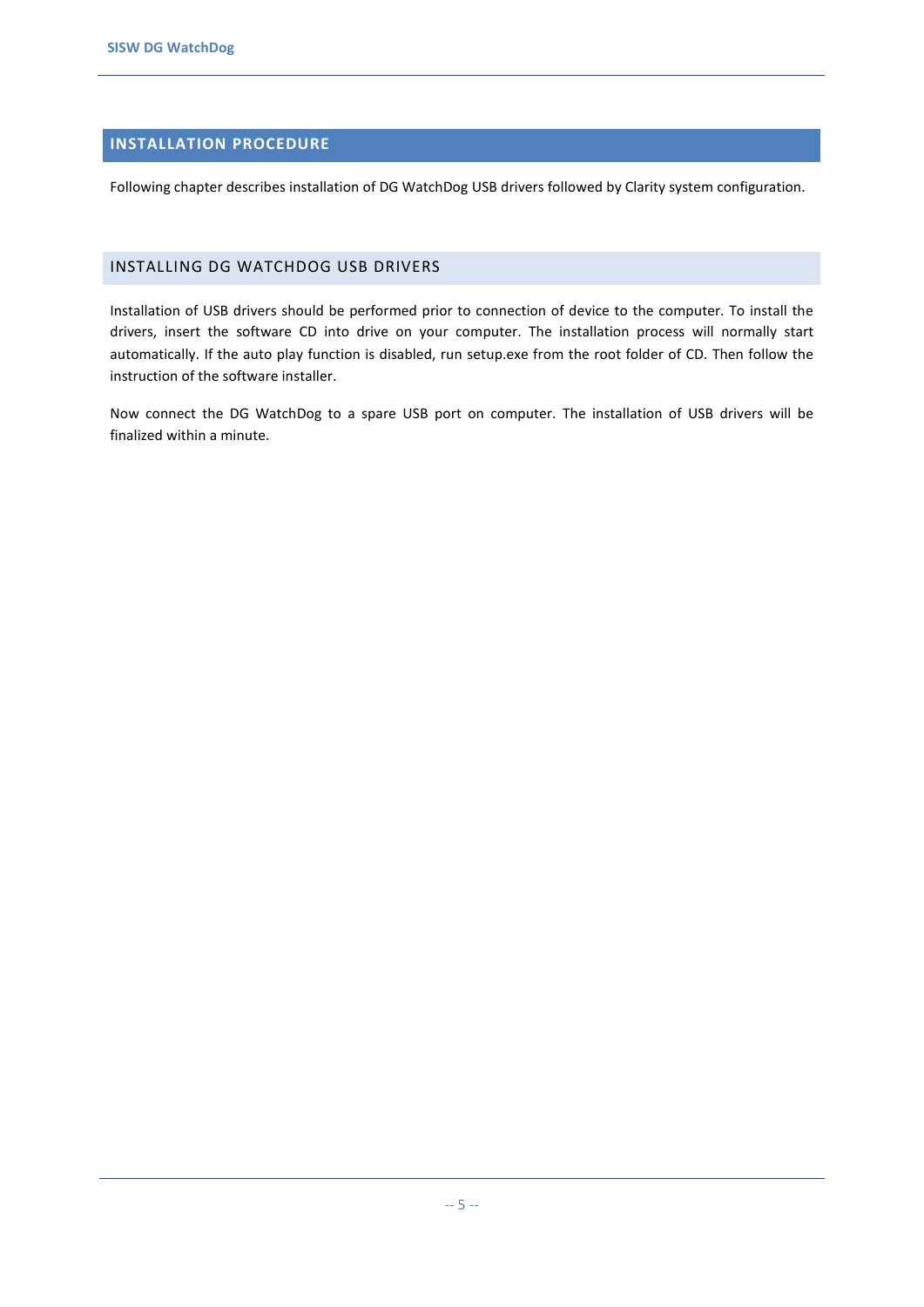# INSTALLATION PROCEDURE

Following chapter describes installation of DG WatchDog USB drivers followed by Clarity system configuration.

## INSTALLING DG WATCHDOG USB DRIVERS

Installation of USB drivers should be performed prior to connection of device to the computer. To install the drivers, insert the software CD into drive on your computer. The installation process will normally start automatically. If the auto play function is disabled, run setup.exe from the root folder of CD. Then follow the instruction of the software installer.

Now connect the DG WatchDog to a spare USB port on computer. The installation of USB drivers will be finalized within a minute.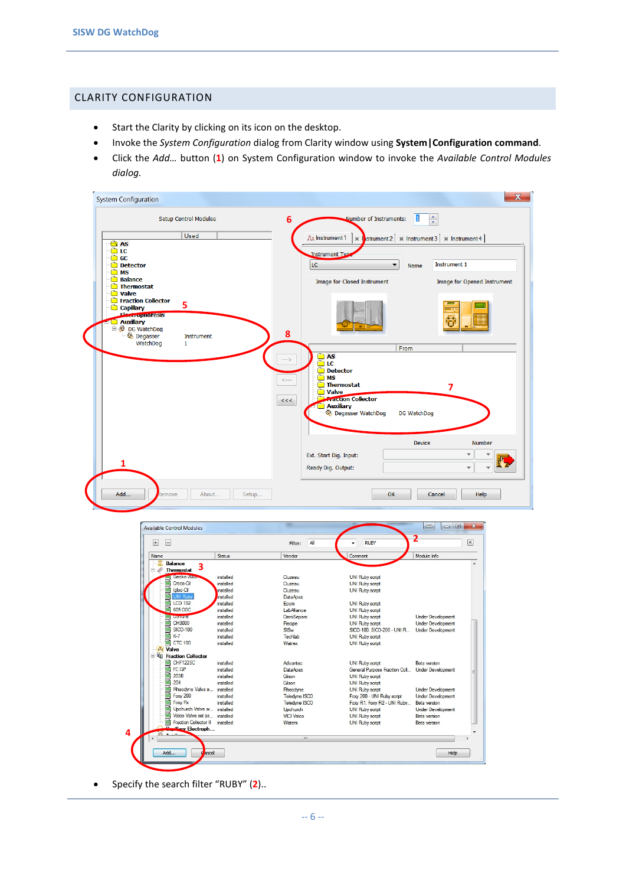## CLARITY CONFIGURATION

- Start the Clarity by clicking on its icon on the desktop.
- Invoke the *System Configuration* dialog from Clarity window using **System|Configuration command**.
- Click the *Add…* button (**1**) on System Configuration window to invoke the *Available Control Modules dialog.*

- Specify the search filter “RUBY” (**2**)..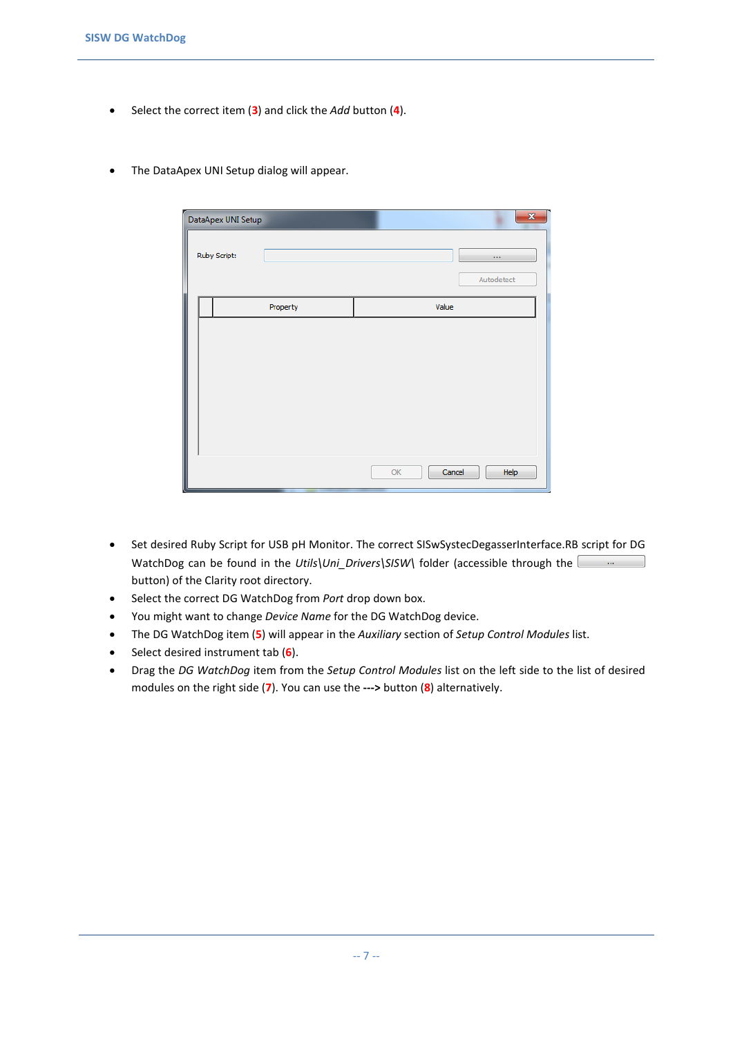- Select the correct item (**3**) and click the *Add* button (**4**).

- The DataApex UNI Setup dialog will appear.

- Set desired Ruby Script for USB pH Monitor. The correct SISwSystecDegasserInterface.RB script for DG WatchDog can be found in the *Utils\Uni_Drivers\SISW\* folder (accessible through the ... button) of the Clarity root directory.
- Select the correct DG WatchDog from *Port* drop down box.
- You might want to change *Device Name* for the DG WatchDog device.
- The DG WatchDog item (**5**) will appear in the *Auxiliary* section of *Setup Control Modules* list.
- Select desired instrument tab (**6**).
- Drag the *DG WatchDog* item from the *Setup Control Modules* list on the left side to the list of desired modules on the right side (**7**). You can use the **--->** button (**8**) alternatively.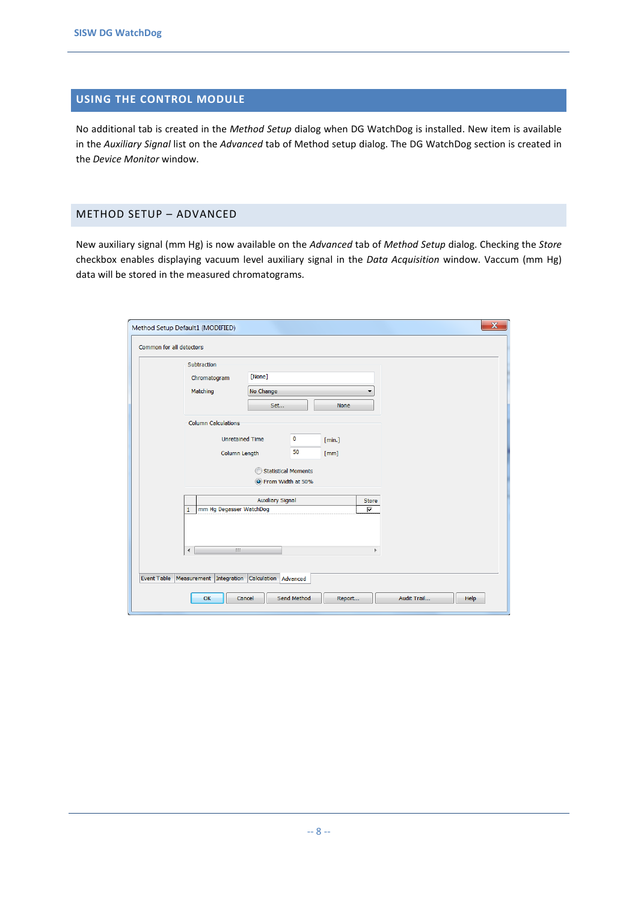## USING THE CONTROL MODULE

No additional tab is created in the *Method Setup* dialog when DG WatchDog is installed. New item is available in the *Auxiliary Signal* list on the *Advanced* tab of Method setup dialog. The DG WatchDog section is created in the *Device Monitor* window.

## METHOD SETUP – ADVANCED

New auxiliary signal (mm Hg) is now available on the *Advanced* tab of *Method Setup* dialog. Checking the *Store* checkbox enables displaying vacuum level auxiliary signal in the *Data Acquisition* window. Vaccum (mm Hg) data will be stored in the measured chromatograms.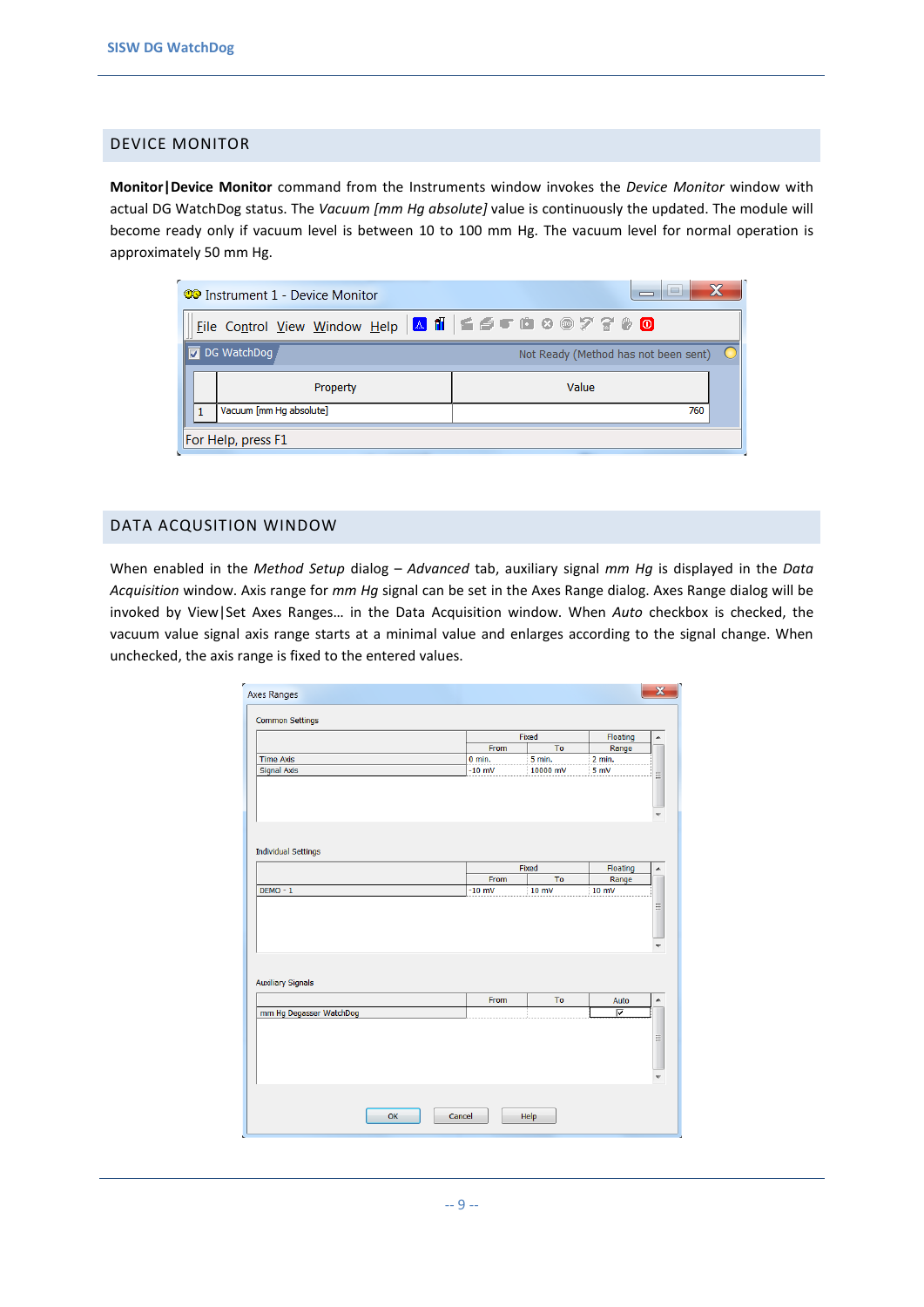## DEVICE MONITOR

**Monitor|Device Monitor** command from the Instruments window invokes the *Device Monitor* window with actual DG WatchDog status. The *Vacuum [mm Hg absolute]* value is continuously the updated. The module will become ready only if vacuum level is between 10 to 100 mm Hg. The vacuum level for normal operation is approximately 50 mm Hg.

## DATA ACQUSITION WINDOW

When enabled in the *Method Setup* dialog – *Advanced* tab, auxiliary signal *mm Hg* is displayed in the *Data Acquisition* window. Axis range for *mm Hg* signal can be set in the Axes Range dialog. Axes Range dialog will be invoked by View|Set Axes Ranges… in the Data Acquisition window. When *Auto* checkbox is checked, the vacuum value signal axis range starts at a minimal value and enlarges according to the signal change. When unchecked, the axis range is fixed to the entered values.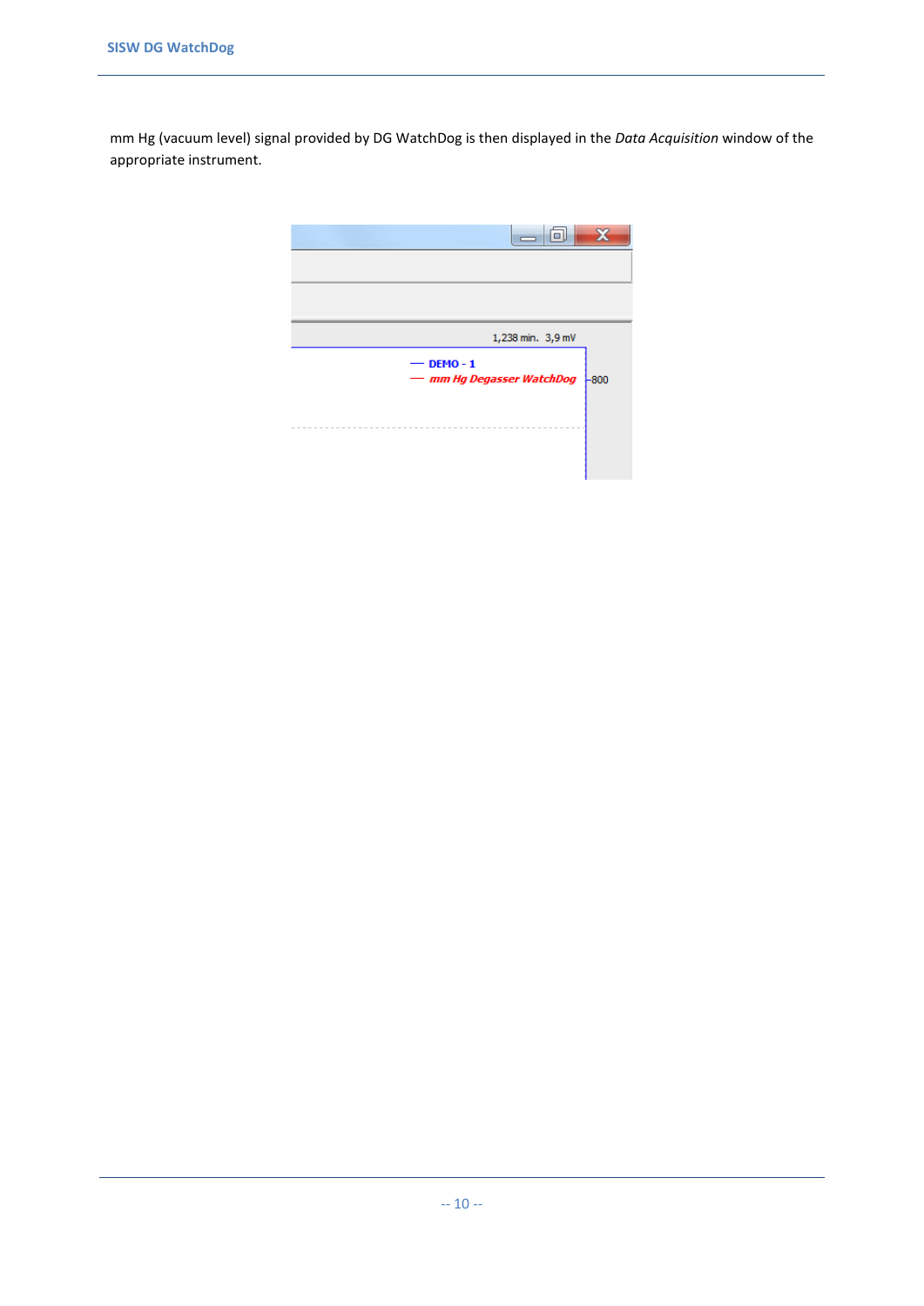mm Hg (vacuum level) signal provided by DG WatchDog is then displayed in the *Data Acquisition* window of the appropriate instrument.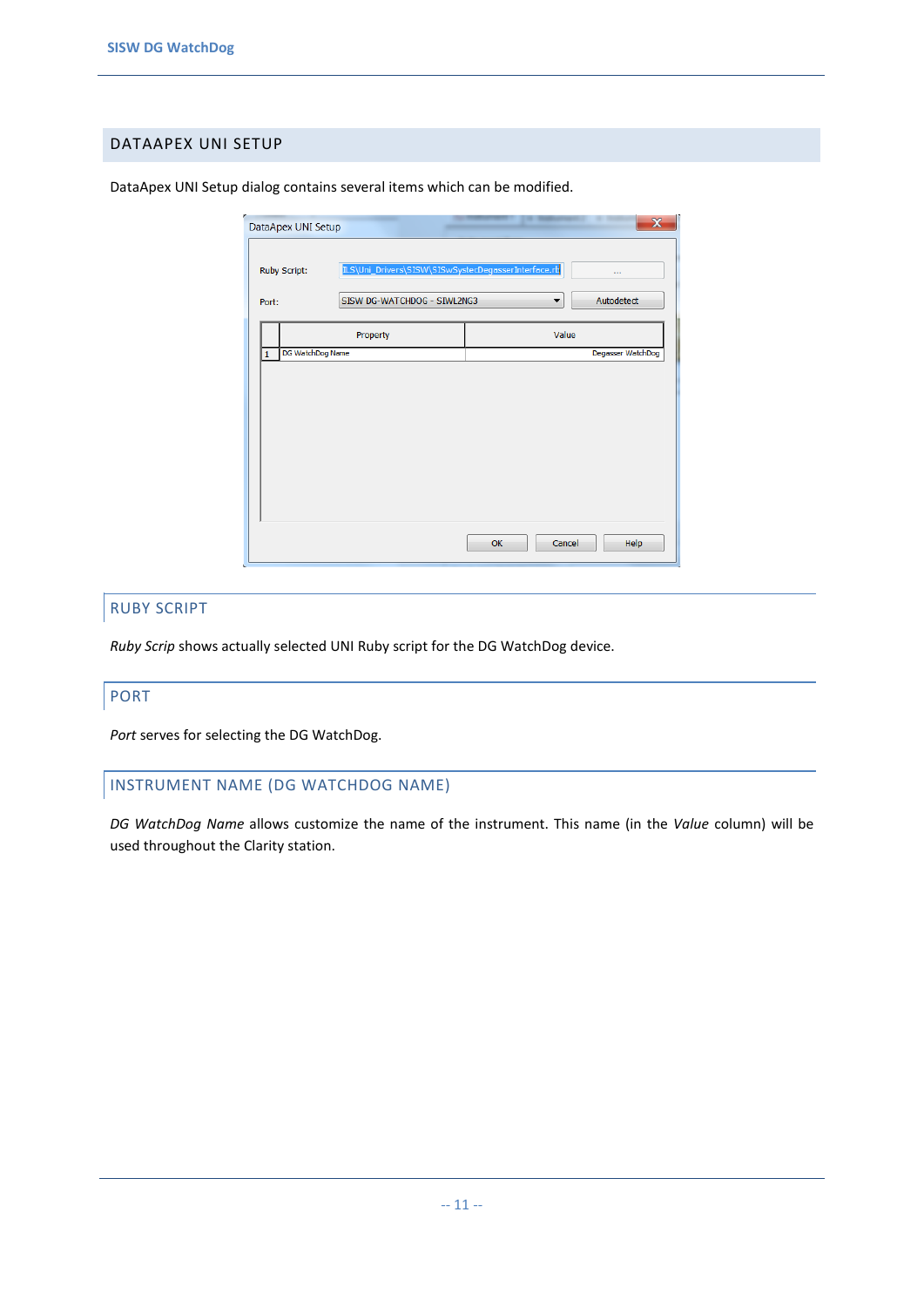## DATAAPEX UNI SETUP

DataApex UNI Setup dialog contains several items which can be modified.

### RUBY SCRIPT

*Ruby Scrip* shows actually selected UNI Ruby script for the DG WatchDog device.

### PORT

*Port* serves for selecting the DG WatchDog.

### INSTRUMENT NAME (DG WATCHDOG NAME)

*DG WatchDog Name* allows customize the name of the instrument. This name (in the *Value* column) will be used throughout the Clarity station.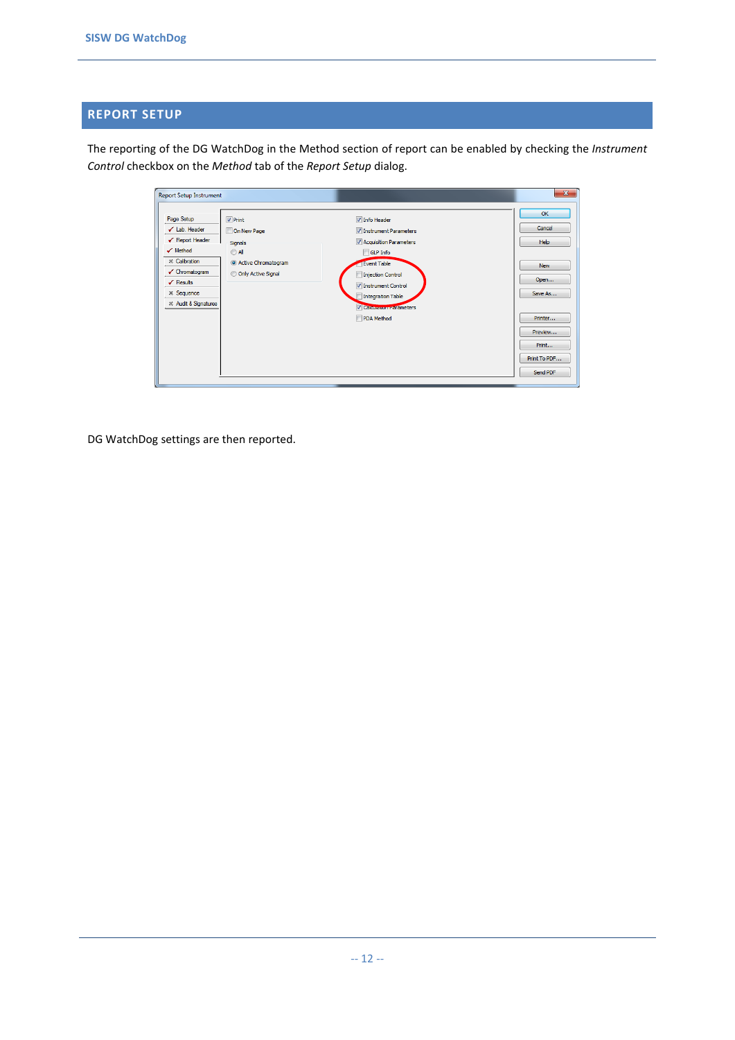## REPORT SETUP

The reporting of the DG WatchDog in the Method section of report can be enabled by checking the *Instrument Control* checkbox on the *Method* tab of the *Report Setup* dialog.

DG WatchDog settings are then reported.